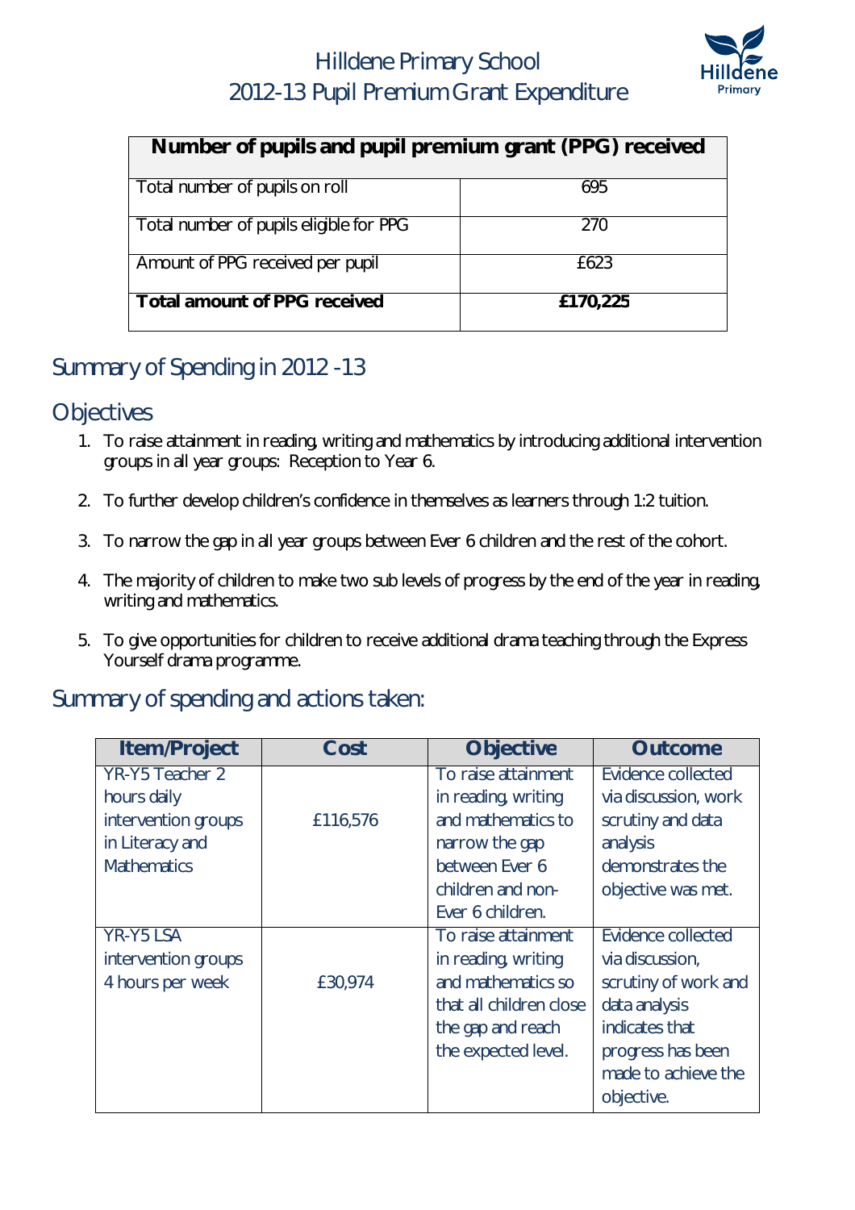# Hilldene Primary School
# 2012-13 Pupil Premium Grant Expenditure

| Number of pupils and pupil premium grant (PPG) received | |
|---|---|
| Total number of pupils on roll | 695 |
| Total number of pupils eligible for PPG | 270 |
| Amount of PPG received per pupil | £623 |
| **Total amount of PPG received** | **£170,225** |

## Summary of Spending in 2012 -13

## Objectives

1. To raise attainment in reading, writing and mathematics by introducing additional intervention groups in all year groups: Reception to Year 6.
2. To further develop children's confidence in themselves as learners through 1:2 tuition.
3. To narrow the gap in all year groups between Ever 6 children and the rest of the cohort.
4. The majority of children to make two sub levels of progress by the end of the year in reading, writing and mathematics.
5. To give opportunities for children to receive additional drama teaching through the Express Yourself drama programme.

## Summary of spending and actions taken:

| Item/Project | Cost | Objective | Outcome |
|---|---|---|---|
| YR-Y5 Teacher 2 hours daily intervention groups in Literacy and Mathematics | £116,576 | To raise attainment in reading, writing and mathematics to narrow the gap between Ever 6 children and non-Ever 6 children. | Evidence collected via discussion, work scrutiny and data analysis demonstrates the objective was met. |
| YR-Y5 LSA intervention groups 4 hours per week | £30,974 | To raise attainment in reading, writing and mathematics so that all children close the gap and reach the expected level. | Evidence collected via discussion, scrutiny of work and data analysis indicates that progress has been made to achieve the objective. |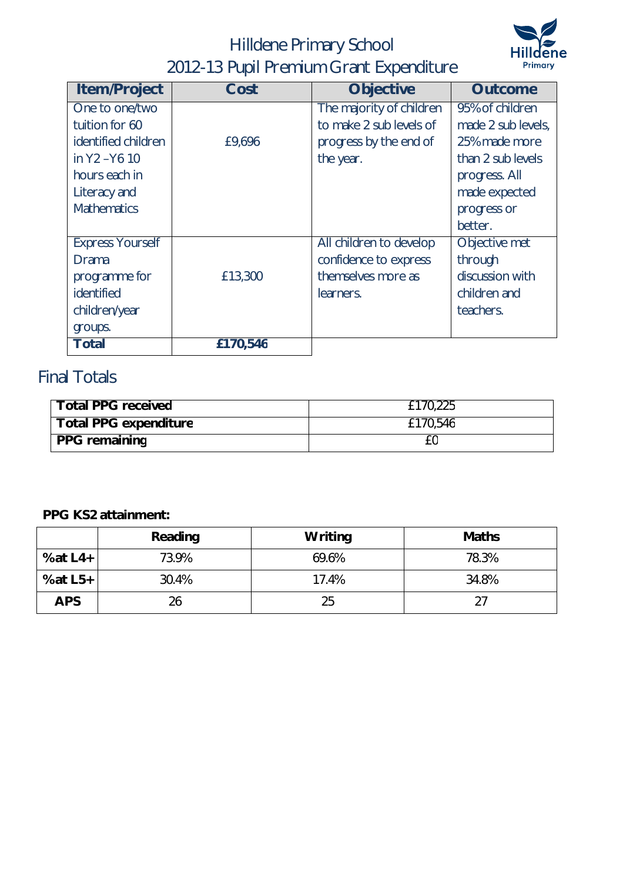# Hilldene Primary School
## 2012-13 Pupil Premium Grant Expenditure

| Item/Project | Cost | Objective | Outcome |
|---|---|---|---|
| One to one/two tuition for 60 identified children in Y2 –Y6 10 hours each in Literacy and Mathematics | £9,696 | The majority of children to make 2 sub levels of progress by the end of the year. | 95% of children made 2 sub levels, 25% made more than 2 sub levels progress. All made expected progress or better. |
| Express Yourself Drama programme for identified children/year groups. | £13,300 | All children to develop confidence to express themselves more as learners. | Objective met through discussion with children and teachers. |
| **Total** | **£170,546** | | |

## Final Totals

| | |
|---|---|
| **Total PPG received** | £170,225 |
| **Total PPG expenditure** | £170,546 |
| **PPG remaining** | £0 |

**PPG KS2 attainment:**

| | Reading | Writing | Maths |
|---|---|---|---|
| **% at L4+** | 73.9% | 69.6% | 78.3% |
| **% at L5+** | 30.4% | 17.4% | 34.8% |
| **APS** | 26 | 25 | 27 |